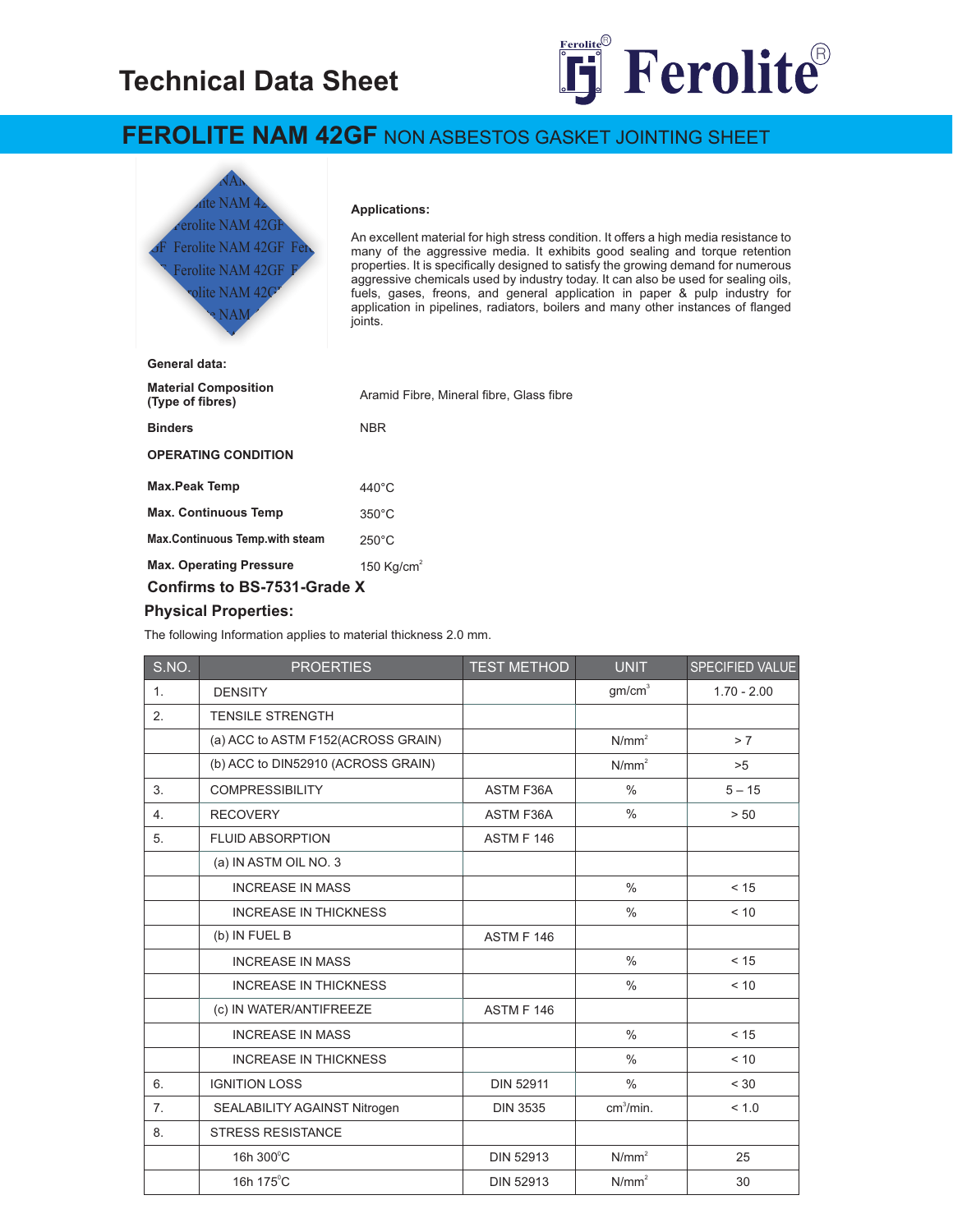# Technical Data Sheet

Ferolite

## FEROLITE NAM 42GF NON ASBESTOS GASKET JOINTING SHEET

**Applications:**

An excellent material for high stress condition. It offers a high media resistance to many of the aggressive media. It exhibits good sealing and torque retention properties. It is specifically designed to satisfy the growing demand for numerous aggressive chemicals used by industry today. It can also be used for sealing oils, fuels, gases, freons, and general application in paper & pulp industry for application in pipelines, radiators, boilers and many other instances of flanged joints.

**General data:**

| | |
|---|---|
| **Material Composition (Type of fibres)** | Aramid Fibre, Mineral fibre, Glass fibre |
| **Binders** | NBR |

**OPERATING CONDITION**

| | |
|---|---|
| **Max.Peak Temp** | 440°C |
| **Max. Continuous Temp** | 350°C |
| **Max.Continuous Temp.with steam** | 250°C |
| **Max. Operating Pressure** | 150 Kg/cm$^2$ |

**Confirms to BS-7531-Grade X**

### Physical Properties:

The following Information applies to material thickness 2.0 mm.

| S.NO. | PROERTIES | TEST METHOD | UNIT | SPECIFIED VALUE |
|---|---|---|---|---|
| 1. | DENSITY | | gm/cm$^3$ | 1.70 - 2.00 |
| 2. | TENSILE STRENGTH | | | |
| | (a) ACC to ASTM F152(ACROSS GRAIN) | | N/mm$^2$ | > 7 |
| | (b) ACC to DIN52910 (ACROSS GRAIN) | | N/mm$^2$ | >5 |
| 3. | COMPRESSIBILITY | ASTM F36A | % | 5 – 15 |
| 4. | RECOVERY | ASTM F36A | % | > 50 |
| 5. | FLUID ABSORPTION | ASTM F 146 | | |
| | (a) IN ASTM OIL NO. 3 | | | |
| | INCREASE IN MASS | | % | < 15 |
| | INCREASE IN THICKNESS | | % | < 10 |
| | (b) IN FUEL B | ASTM F 146 | | |
| | INCREASE IN MASS | | % | < 15 |
| | INCREASE IN THICKNESS | | % | < 10 |
| | (c) IN WATER/ANTIFREEZE | ASTM F 146 | | |
| | INCREASE IN MASS | | % | < 15 |
| | INCREASE IN THICKNESS | | % | < 10 |
| 6. | IGNITION LOSS | DIN 52911 | % | < 30 |
| 7. | SEALABILITY AGAINST Nitrogen | DIN 3535 | cm$^3$/min. | < 1.0 |
| 8. | STRESS RESISTANCE | | | |
| | 16h 300°C | DIN 52913 | N/mm$^2$ | 25 |
| | 16h 175°C | DIN 52913 | N/mm$^2$ | 30 |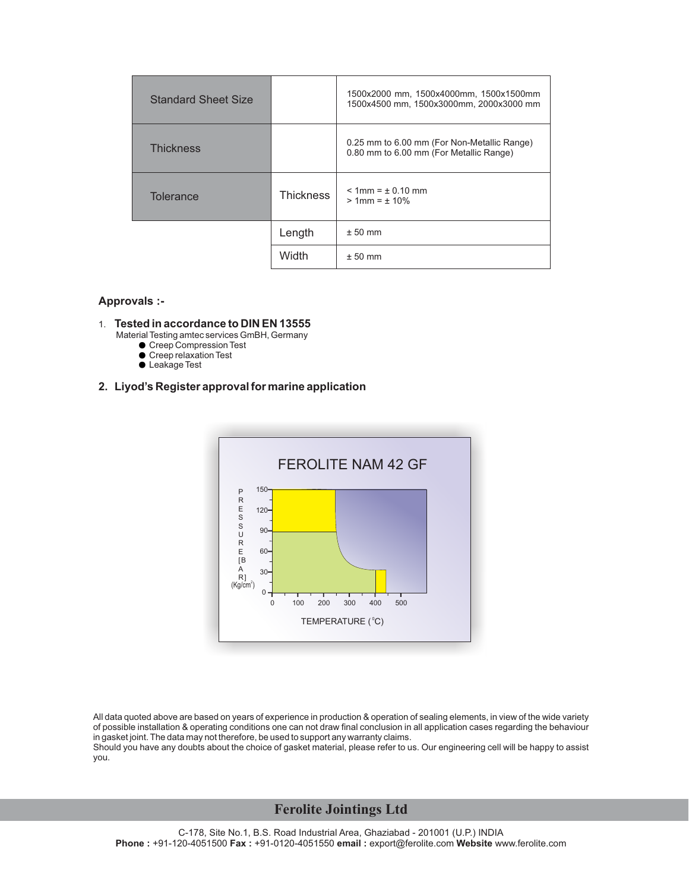| | | |
|---|---|---|
| Standard Sheet Size | | 1500x2000 mm, 1500x4000mm, 1500x1500mm<br>1500x4500 mm, 1500x3000mm, 2000x3000 mm |
| Thickness | | 0.25 mm to 6.00 mm (For Non-Metallic Range)<br>0.80 mm to 6.00 mm (For Metallic Range) |
| Tolerance | Thickness | < 1mm = ± 0.10 mm<br>> 1mm = ± 10% |
| | Length | ± 50 mm |
| | Width | ± 50 mm |

**Approvals :-**

1. **Tested in accordance to DIN EN 13555**
   Material Testing amtec services GmBH, Germany
   - Creep Compression Test
   - Creep relaxation Test
   - Leakage Test

2. **Liyod's Register approval for marine application**

FEROLITE NAM 42 GF

PRESSURE [BAR] (Kg/cm²)

150
120
90
60
30
0

0 100 200 300 400 500

TEMPERATURE (°C)

All data quoted above are based on years of experience in production & operation of sealing elements, in view of the wide variety of possible installation & operating conditions one can not draw final conclusion in all application cases regarding the behaviour in gasket joint. The data may not therefore, be used to support any warranty claims.
Should you have any doubts about the choice of gasket material, please refer to us. Our engineering cell will be happy to assist you.

**Ferolite Jointings Ltd**

C-178, Site No.1, B.S. Road Industrial Area, Ghaziabad - 201001 (U.P.) INDIA
**Phone :** +91-120-4051500 **Fax :** +91-0120-4051550 **email :** export@ferolite.com **Website** www.ferolite.com